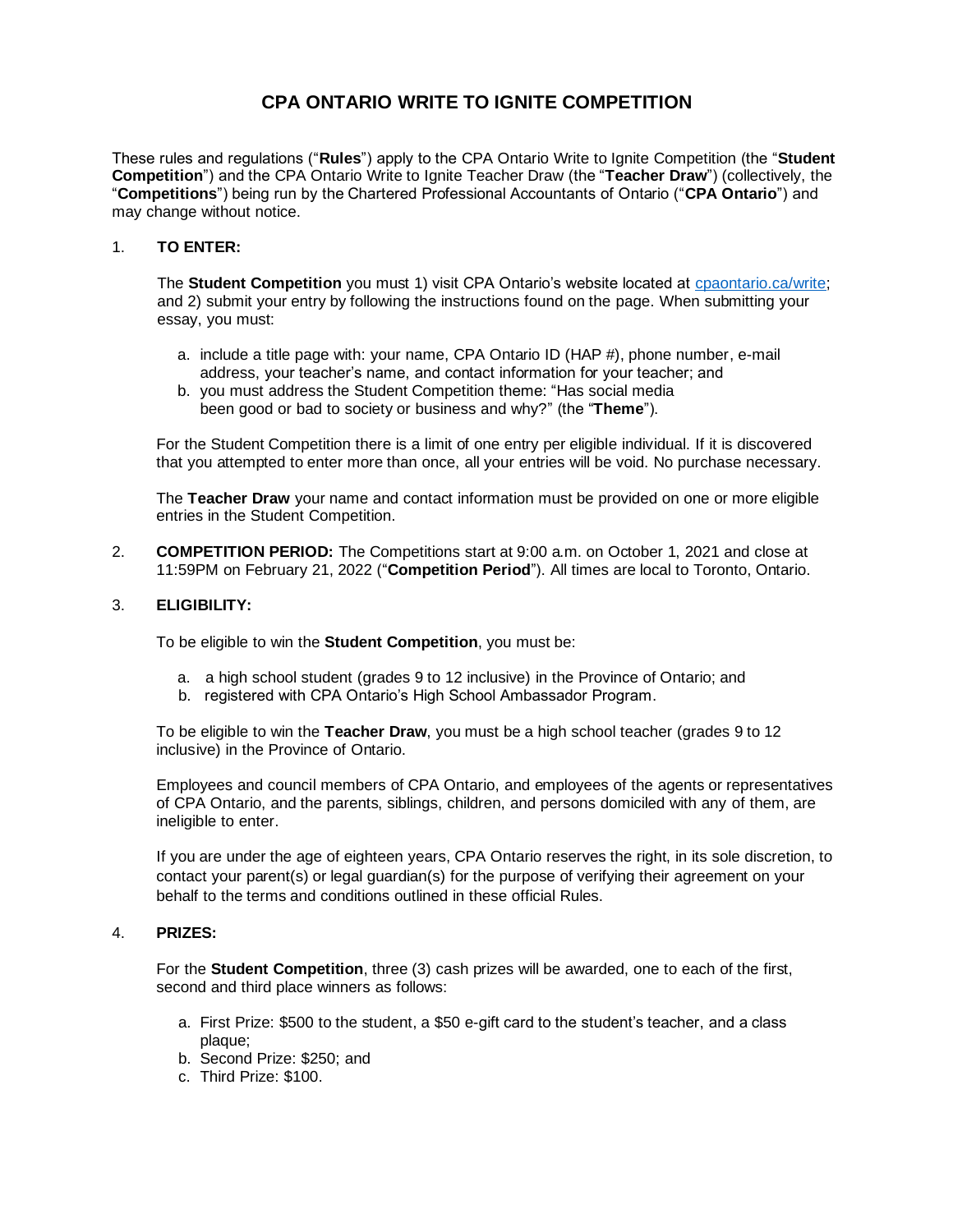# CPA ONTARIO WRITE TO IGNITE COMPETITION

These rules and regulations ("**Rules**") apply to the CPA Ontario Write to Ignite Competition (the "**Student Competition**") and the CPA Ontario Write to Ignite Teacher Draw (the "**Teacher Draw**") (collectively, the "**Competitions**") being run by the Chartered Professional Accountants of Ontario ("**CPA Ontario**") and may change without notice.

1. **TO ENTER:**

   The **Student Competition** you must 1) visit CPA Ontario's website located at [cpaontario.ca/write](cpaontario.ca/write); and 2) submit your entry by following the instructions found on the page. When submitting your essay, you must:

   a. include a title page with: your name, CPA Ontario ID (HAP #), phone number, e-mail address, your teacher's name, and contact information for your teacher; and
   b. you must address the Student Competition theme: "Has social media been good or bad to society or business and why?" (the "**Theme**").

   For the Student Competition there is a limit of one entry per eligible individual. If it is discovered that you attempted to enter more than once, all your entries will be void. No purchase necessary.

   The **Teacher Draw** your name and contact information must be provided on one or more eligible entries in the Student Competition.

2. **COMPETITION PERIOD:** The Competitions start at 9:00 a.m. on October 1, 2021 and close at 11:59PM on February 21, 2022 ("**Competition Period**"). All times are local to Toronto, Ontario.

3. **ELIGIBILITY:**

   To be eligible to win the **Student Competition**, you must be:

   a. a high school student (grades 9 to 12 inclusive) in the Province of Ontario; and
   b. registered with CPA Ontario's High School Ambassador Program.

   To be eligible to win the **Teacher Draw**, you must be a high school teacher (grades 9 to 12 inclusive) in the Province of Ontario.

   Employees and council members of CPA Ontario, and employees of the agents or representatives of CPA Ontario, and the parents, siblings, children, and persons domiciled with any of them, are ineligible to enter.

   If you are under the age of eighteen years, CPA Ontario reserves the right, in its sole discretion, to contact your parent(s) or legal guardian(s) for the purpose of verifying their agreement on your behalf to the terms and conditions outlined in these official Rules.

4. **PRIZES:**

   For the **Student Competition**, three (3) cash prizes will be awarded, one to each of the first, second and third place winners as follows:

   a. First Prize: $500 to the student, a $50 e-gift card to the student's teacher, and a class plaque;
   b. Second Prize: $250; and
   c. Third Prize: $100.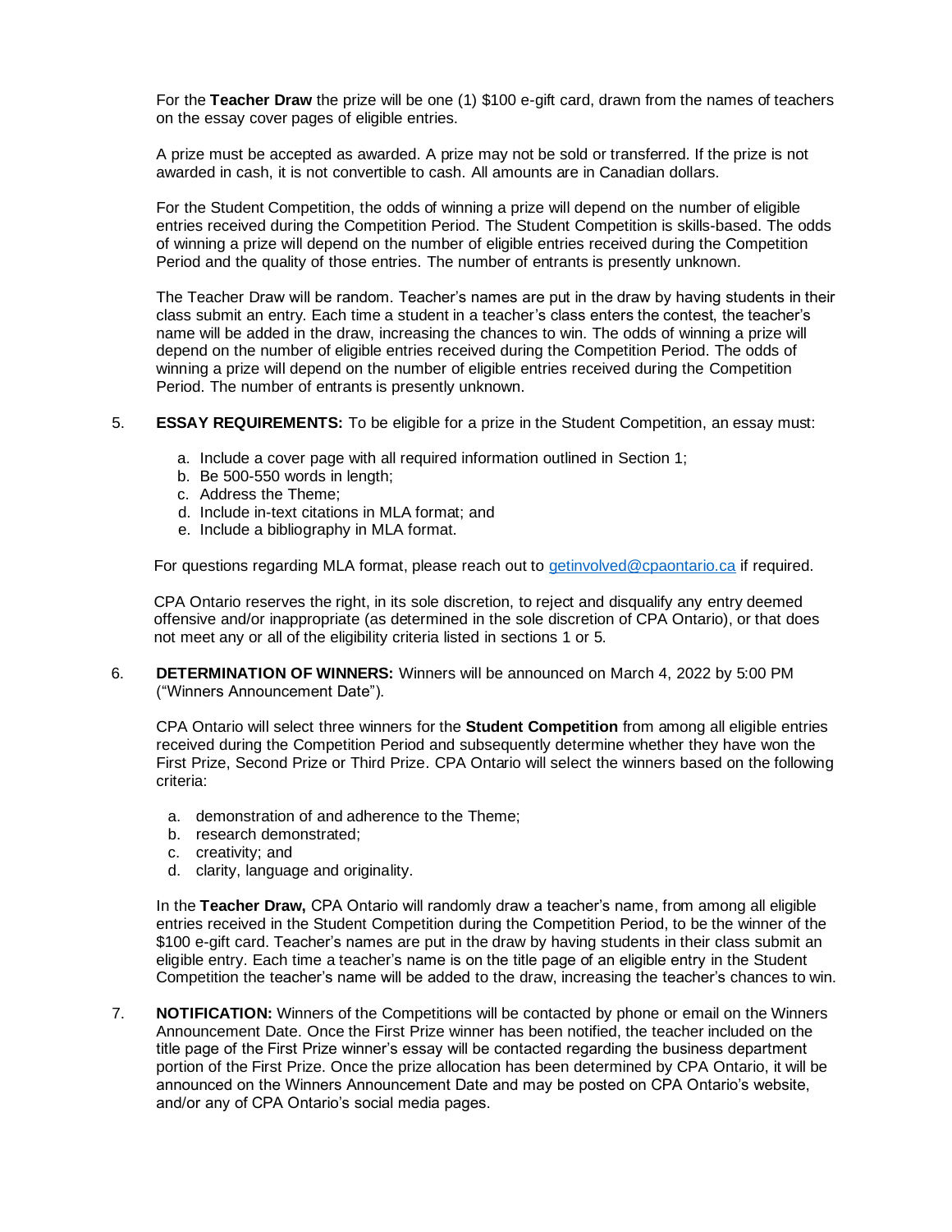For the **Teacher Draw** the prize will be one (1) $100 e-gift card, drawn from the names of teachers on the essay cover pages of eligible entries.

A prize must be accepted as awarded. A prize may not be sold or transferred. If the prize is not awarded in cash, it is not convertible to cash. All amounts are in Canadian dollars.

For the Student Competition, the odds of winning a prize will depend on the number of eligible entries received during the Competition Period. The Student Competition is skills-based. The odds of winning a prize will depend on the number of eligible entries received during the Competition Period and the quality of those entries. The number of entrants is presently unknown.

The Teacher Draw will be random. Teacher's names are put in the draw by having students in their class submit an entry. Each time a student in a teacher's class enters the contest, the teacher's name will be added in the draw, increasing the chances to win. The odds of winning a prize will depend on the number of eligible entries received during the Competition Period. The odds of winning a prize will depend on the number of eligible entries received during the Competition Period. The number of entrants is presently unknown.

5. **ESSAY REQUIREMENTS:** To be eligible for a prize in the Student Competition, an essay must:

   a. Include a cover page with all required information outlined in Section 1;
   b. Be 500-550 words in length;
   c. Address the Theme;
   d. Include in-text citations in MLA format; and
   e. Include a bibliography in MLA format.

   For questions regarding MLA format, please reach out to getinvolved@cpaontario.ca if required.

   CPA Ontario reserves the right, in its sole discretion, to reject and disqualify any entry deemed offensive and/or inappropriate (as determined in the sole discretion of CPA Ontario), or that does not meet any or all of the eligibility criteria listed in sections 1 or 5.

6. **DETERMINATION OF WINNERS:** Winners will be announced on March 4, 2022 by 5:00 PM ("Winners Announcement Date").

   CPA Ontario will select three winners for the **Student Competition** from among all eligible entries received during the Competition Period and subsequently determine whether they have won the First Prize, Second Prize or Third Prize. CPA Ontario will select the winners based on the following criteria:

   a. demonstration of and adherence to the Theme;
   b. research demonstrated;
   c. creativity; and
   d. clarity, language and originality.

   In the **Teacher Draw,** CPA Ontario will randomly draw a teacher's name, from among all eligible entries received in the Student Competition during the Competition Period, to be the winner of the $100 e-gift card. Teacher's names are put in the draw by having students in their class submit an eligible entry. Each time a teacher's name is on the title page of an eligible entry in the Student Competition the teacher's name will be added to the draw, increasing the teacher's chances to win.

7. **NOTIFICATION:** Winners of the Competitions will be contacted by phone or email on the Winners Announcement Date. Once the First Prize winner has been notified, the teacher included on the title page of the First Prize winner's essay will be contacted regarding the business department portion of the First Prize. Once the prize allocation has been determined by CPA Ontario, it will be announced on the Winners Announcement Date and may be posted on CPA Ontario's website, and/or any of CPA Ontario's social media pages.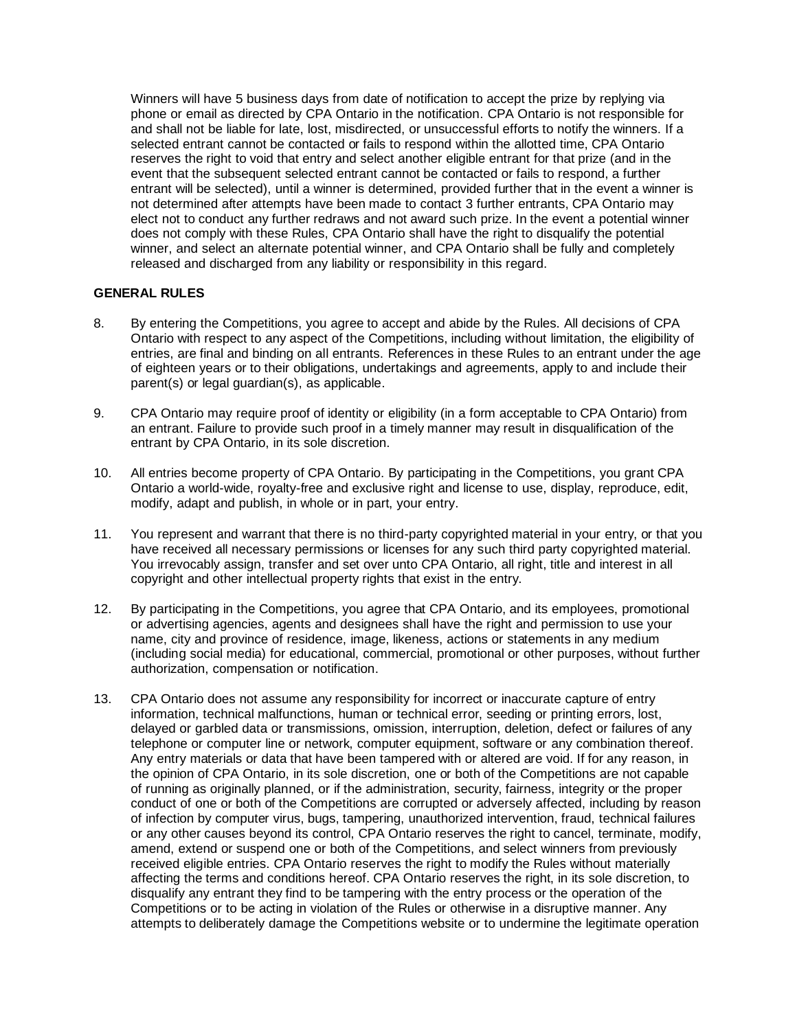Winners will have 5 business days from date of notification to accept the prize by replying via phone or email as directed by CPA Ontario in the notification. CPA Ontario is not responsible for and shall not be liable for late, lost, misdirected, or unsuccessful efforts to notify the winners. If a selected entrant cannot be contacted or fails to respond within the allotted time, CPA Ontario reserves the right to void that entry and select another eligible entrant for that prize (and in the event that the subsequent selected entrant cannot be contacted or fails to respond, a further entrant will be selected), until a winner is determined, provided further that in the event a winner is not determined after attempts have been made to contact 3 further entrants, CPA Ontario may elect not to conduct any further redraws and not award such prize. In the event a potential winner does not comply with these Rules, CPA Ontario shall have the right to disqualify the potential winner, and select an alternate potential winner, and CPA Ontario shall be fully and completely released and discharged from any liability or responsibility in this regard.

**GENERAL RULES**

8. By entering the Competitions, you agree to accept and abide by the Rules. All decisions of CPA Ontario with respect to any aspect of the Competitions, including without limitation, the eligibility of entries, are final and binding on all entrants. References in these Rules to an entrant under the age of eighteen years or to their obligations, undertakings and agreements, apply to and include their parent(s) or legal guardian(s), as applicable.

9. CPA Ontario may require proof of identity or eligibility (in a form acceptable to CPA Ontario) from an entrant. Failure to provide such proof in a timely manner may result in disqualification of the entrant by CPA Ontario, in its sole discretion.

10. All entries become property of CPA Ontario. By participating in the Competitions, you grant CPA Ontario a world-wide, royalty-free and exclusive right and license to use, display, reproduce, edit, modify, adapt and publish, in whole or in part, your entry.

11. You represent and warrant that there is no third-party copyrighted material in your entry, or that you have received all necessary permissions or licenses for any such third party copyrighted material. You irrevocably assign, transfer and set over unto CPA Ontario, all right, title and interest in all copyright and other intellectual property rights that exist in the entry.

12. By participating in the Competitions, you agree that CPA Ontario, and its employees, promotional or advertising agencies, agents and designees shall have the right and permission to use your name, city and province of residence, image, likeness, actions or statements in any medium (including social media) for educational, commercial, promotional or other purposes, without further authorization, compensation or notification.

13. CPA Ontario does not assume any responsibility for incorrect or inaccurate capture of entry information, technical malfunctions, human or technical error, seeding or printing errors, lost, delayed or garbled data or transmissions, omission, interruption, deletion, defect or failures of any telephone or computer line or network, computer equipment, software or any combination thereof. Any entry materials or data that have been tampered with or altered are void. If for any reason, in the opinion of CPA Ontario, in its sole discretion, one or both of the Competitions are not capable of running as originally planned, or if the administration, security, fairness, integrity or the proper conduct of one or both of the Competitions are corrupted or adversely affected, including by reason of infection by computer virus, bugs, tampering, unauthorized intervention, fraud, technical failures or any other causes beyond its control, CPA Ontario reserves the right to cancel, terminate, modify, amend, extend or suspend one or both of the Competitions, and select winners from previously received eligible entries. CPA Ontario reserves the right to modify the Rules without materially affecting the terms and conditions hereof. CPA Ontario reserves the right, in its sole discretion, to disqualify any entrant they find to be tampering with the entry process or the operation of the Competitions or to be acting in violation of the Rules or otherwise in a disruptive manner. Any attempts to deliberately damage the Competitions website or to undermine the legitimate operation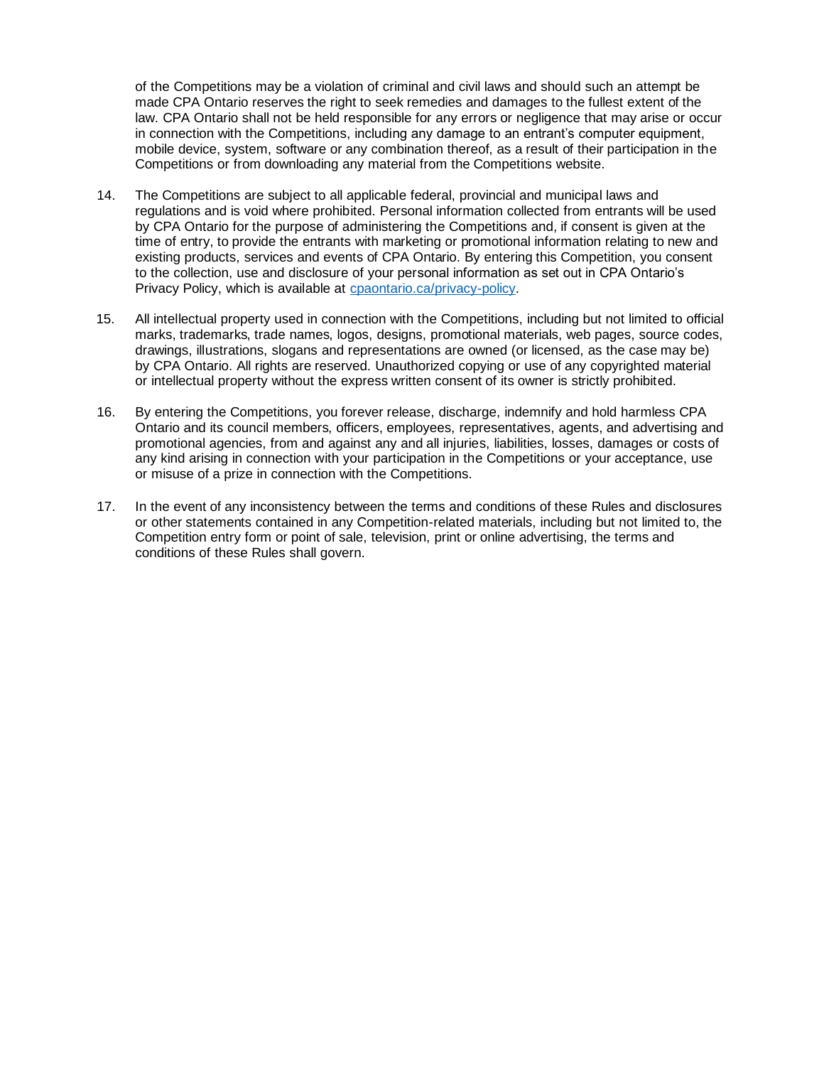of the Competitions may be a violation of criminal and civil laws and should such an attempt be made CPA Ontario reserves the right to seek remedies and damages to the fullest extent of the law. CPA Ontario shall not be held responsible for any errors or negligence that may arise or occur in connection with the Competitions, including any damage to an entrant's computer equipment, mobile device, system, software or any combination thereof, as a result of their participation in the Competitions or from downloading any material from the Competitions website.

14. The Competitions are subject to all applicable federal, provincial and municipal laws and regulations and is void where prohibited. Personal information collected from entrants will be used by CPA Ontario for the purpose of administering the Competitions and, if consent is given at the time of entry, to provide the entrants with marketing or promotional information relating to new and existing products, services and events of CPA Ontario. By entering this Competition, you consent to the collection, use and disclosure of your personal information as set out in CPA Ontario's Privacy Policy, which is available at [cpaontario.ca/privacy-policy](cpaontario.ca/privacy-policy).

15. All intellectual property used in connection with the Competitions, including but not limited to official marks, trademarks, trade names, logos, designs, promotional materials, web pages, source codes, drawings, illustrations, slogans and representations are owned (or licensed, as the case may be) by CPA Ontario. All rights are reserved. Unauthorized copying or use of any copyrighted material or intellectual property without the express written consent of its owner is strictly prohibited.

16. By entering the Competitions, you forever release, discharge, indemnify and hold harmless CPA Ontario and its council members, officers, employees, representatives, agents, and advertising and promotional agencies, from and against any and all injuries, liabilities, losses, damages or costs of any kind arising in connection with your participation in the Competitions or your acceptance, use or misuse of a prize in connection with the Competitions.

17. In the event of any inconsistency between the terms and conditions of these Rules and disclosures or other statements contained in any Competition-related materials, including but not limited to, the Competition entry form or point of sale, television, print or online advertising, the terms and conditions of these Rules shall govern.